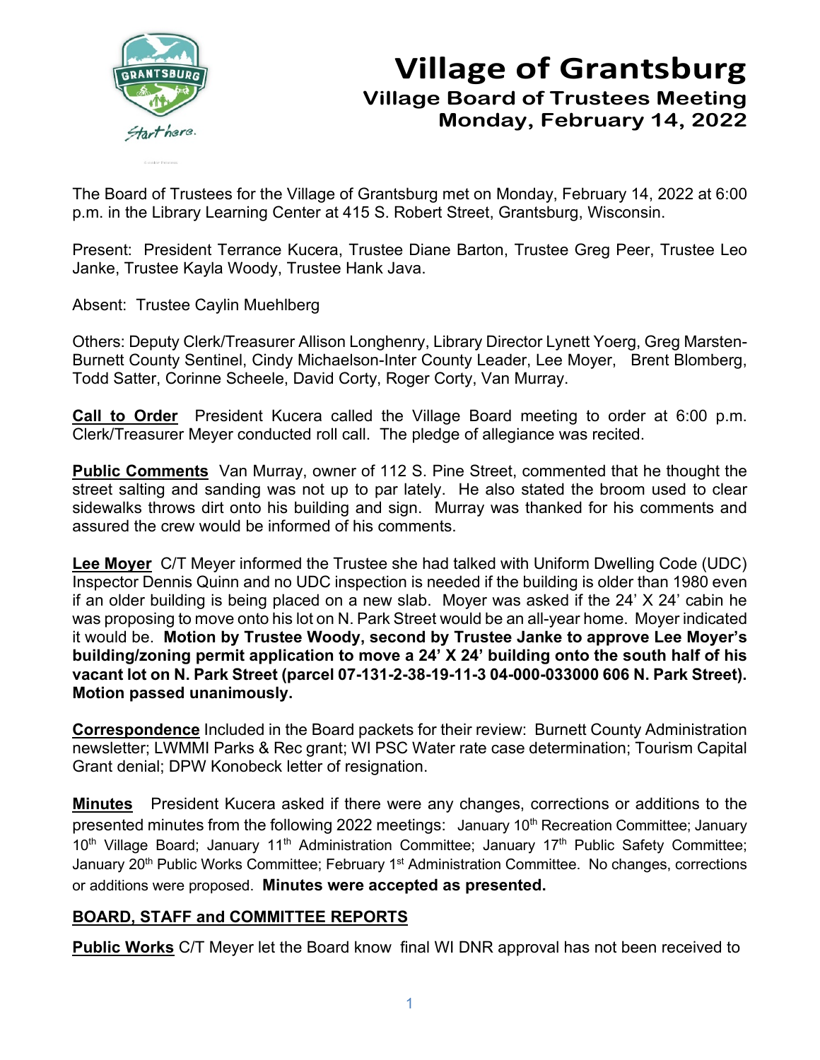# Village of Grantsburg

## Village Board of Trustees Meeting

## Monday, February 14, 2022

The Board of Trustees for the Village of Grantsburg met on Monday, February 14, 2022 at 6:00 p.m. in the Library Learning Center at 415 S. Robert Street, Grantsburg, Wisconsin.

Present: President Terrance Kucera, Trustee Diane Barton, Trustee Greg Peer, Trustee Leo Janke, Trustee Kayla Woody, Trustee Hank Java.

Absent: Trustee Caylin Muehlberg

Others: Deputy Clerk/Treasurer Allison Longhenry, Library Director Lynett Yoerg, Greg Marsten-Burnett County Sentinel, Cindy Michaelson-Inter County Leader, Lee Moyer, Brent Blomberg, Todd Satter, Corinne Scheele, David Corty, Roger Corty, Van Murray.

**Call to Order** President Kucera called the Village Board meeting to order at 6:00 p.m. Clerk/Treasurer Meyer conducted roll call. The pledge of allegiance was recited.

**Public Comments** Van Murray, owner of 112 S. Pine Street, commented that he thought the street salting and sanding was not up to par lately. He also stated the broom used to clear sidewalks throws dirt onto his building and sign. Murray was thanked for his comments and assured the crew would be informed of his comments.

**Lee Moyer** C/T Meyer informed the Trustee she had talked with Uniform Dwelling Code (UDC) Inspector Dennis Quinn and no UDC inspection is needed if the building is older than 1980 even if an older building is being placed on a new slab. Moyer was asked if the 24' X 24' cabin he was proposing to move onto his lot on N. Park Street would be an all-year home. Moyer indicated it would be. **Motion by Trustee Woody, second by Trustee Janke to approve Lee Moyer's building/zoning permit application to move a 24' X 24' building onto the south half of his vacant lot on N. Park Street (parcel 07-131-2-38-19-11-3 04-000-033000 606 N. Park Street). Motion passed unanimously.**

**Correspondence** Included in the Board packets for their review: Burnett County Administration newsletter; LWMMI Parks & Rec grant; WI PSC Water rate case determination; Tourism Capital Grant denial; DPW Konobeck letter of resignation.

**Minutes** President Kucera asked if there were any changes, corrections or additions to the presented minutes from the following 2022 meetings: January 10th Recreation Committee; January 10th Village Board; January 11th Administration Committee; January 17th Public Safety Committee; January 20th Public Works Committee; February 1st Administration Committee. No changes, corrections or additions were proposed. **Minutes were accepted as presented.**

**BOARD, STAFF and COMMITTEE REPORTS**

**Public Works** C/T Meyer let the Board know final WI DNR approval has not been received to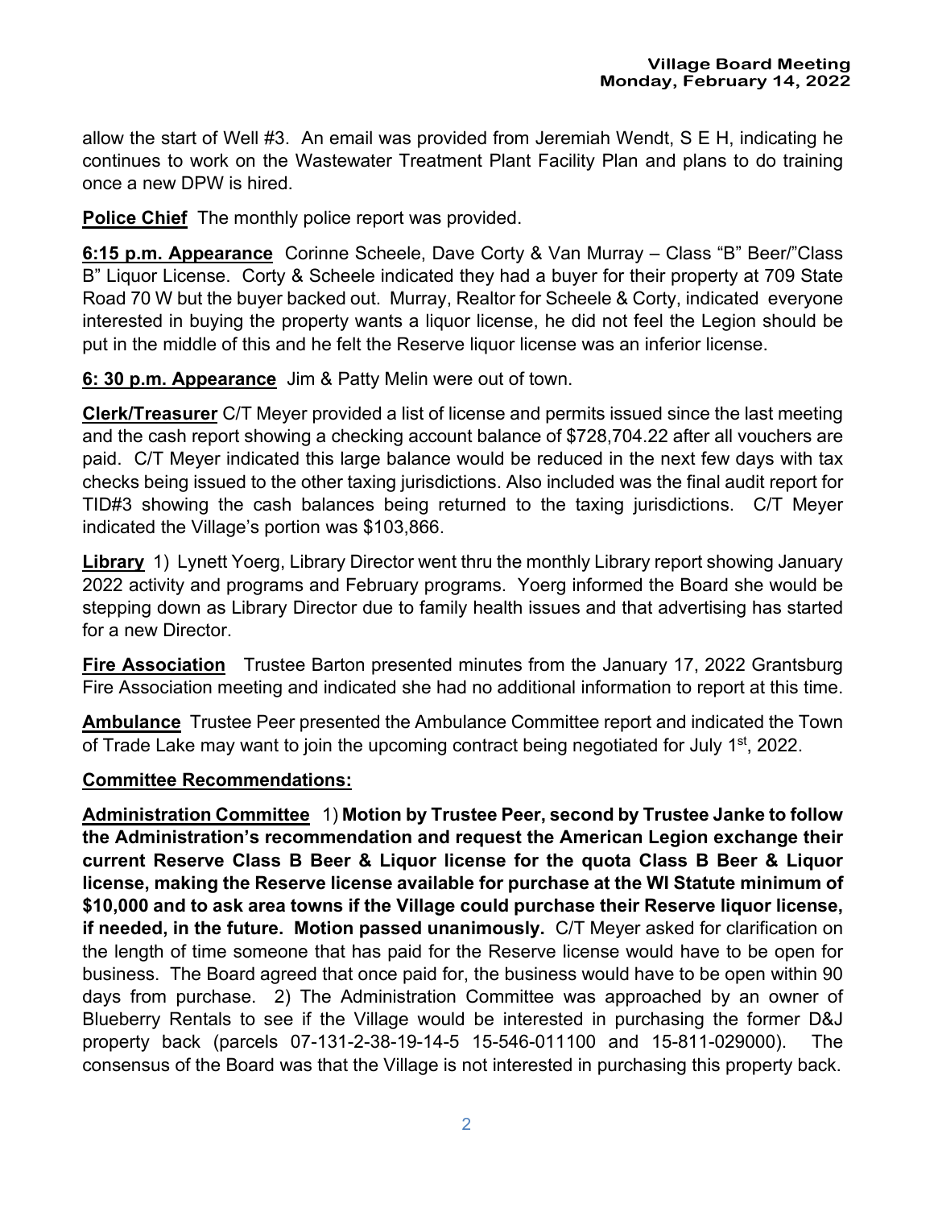allow the start of Well #3. An email was provided from Jeremiah Wendt, S E H, indicating he continues to work on the Wastewater Treatment Plant Facility Plan and plans to do training once a new DPW is hired.

**Police Chief** The monthly police report was provided.

**6:15 p.m. Appearance** Corinne Scheele, Dave Corty & Van Murray – Class "B" Beer/"Class B" Liquor License. Corty & Scheele indicated they had a buyer for their property at 709 State Road 70 W but the buyer backed out. Murray, Realtor for Scheele & Corty, indicated everyone interested in buying the property wants a liquor license, he did not feel the Legion should be put in the middle of this and he felt the Reserve liquor license was an inferior license.

**6: 30 p.m. Appearance** Jim & Patty Melin were out of town.

**Clerk/Treasurer** C/T Meyer provided a list of license and permits issued since the last meeting and the cash report showing a checking account balance of $728,704.22 after all vouchers are paid. C/T Meyer indicated this large balance would be reduced in the next few days with tax checks being issued to the other taxing jurisdictions. Also included was the final audit report for TID#3 showing the cash balances being returned to the taxing jurisdictions. C/T Meyer indicated the Village's portion was $103,866.

**Library** 1) Lynett Yoerg, Library Director went thru the monthly Library report showing January 2022 activity and programs and February programs. Yoerg informed the Board she would be stepping down as Library Director due to family health issues and that advertising has started for a new Director.

**Fire Association** Trustee Barton presented minutes from the January 17, 2022 Grantsburg Fire Association meeting and indicated she had no additional information to report at this time.

**Ambulance** Trustee Peer presented the Ambulance Committee report and indicated the Town of Trade Lake may want to join the upcoming contract being negotiated for July 1st, 2022.

**Committee Recommendations:**

**Administration Committee** 1) **Motion by Trustee Peer, second by Trustee Janke to follow the Administration's recommendation and request the American Legion exchange their current Reserve Class B Beer & Liquor license for the quota Class B Beer & Liquor license, making the Reserve license available for purchase at the WI Statute minimum of $10,000 and to ask area towns if the Village could purchase their Reserve liquor license, if needed, in the future. Motion passed unanimously.** C/T Meyer asked for clarification on the length of time someone that has paid for the Reserve license would have to be open for business. The Board agreed that once paid for, the business would have to be open within 90 days from purchase. 2) The Administration Committee was approached by an owner of Blueberry Rentals to see if the Village would be interested in purchasing the former D&J property back (parcels 07-131-2-38-19-14-5 15-546-011100 and 15-811-029000). The consensus of the Board was that the Village is not interested in purchasing this property back.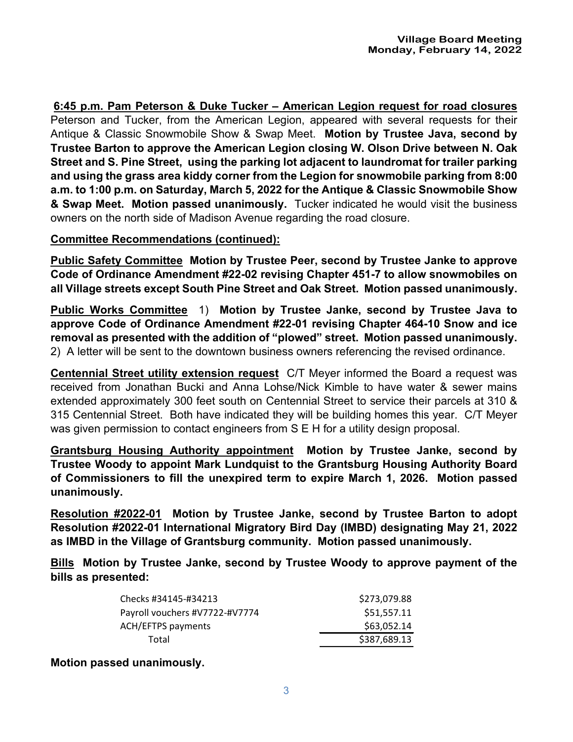**6:45 p.m. Pam Peterson & Duke Tucker – American Legion request for road closures** Peterson and Tucker, from the American Legion, appeared with several requests for their Antique & Classic Snowmobile Show & Swap Meet. **Motion by Trustee Java, second by Trustee Barton to approve the American Legion closing W. Olson Drive between N. Oak Street and S. Pine Street, using the parking lot adjacent to laundromat for trailer parking and using the grass area kiddy corner from the Legion for snowmobile parking from 8:00 a.m. to 1:00 p.m. on Saturday, March 5, 2022 for the Antique & Classic Snowmobile Show & Swap Meet. Motion passed unanimously.** Tucker indicated he would visit the business owners on the north side of Madison Avenue regarding the road closure.

**Committee Recommendations (continued):**

**Public Safety Committee Motion by Trustee Peer, second by Trustee Janke to approve Code of Ordinance Amendment #22-02 revising Chapter 451-7 to allow snowmobiles on all Village streets except South Pine Street and Oak Street. Motion passed unanimously.**

**Public Works Committee** 1) **Motion by Trustee Janke, second by Trustee Java to approve Code of Ordinance Amendment #22-01 revising Chapter 464-10 Snow and ice removal as presented with the addition of "plowed" street. Motion passed unanimously.** 2) A letter will be sent to the downtown business owners referencing the revised ordinance.

**Centennial Street utility extension request** C/T Meyer informed the Board a request was received from Jonathan Bucki and Anna Lohse/Nick Kimble to have water & sewer mains extended approximately 300 feet south on Centennial Street to service their parcels at 310 & 315 Centennial Street. Both have indicated they will be building homes this year. C/T Meyer was given permission to contact engineers from S E H for a utility design proposal.

**Grantsburg Housing Authority appointment Motion by Trustee Janke, second by Trustee Woody to appoint Mark Lundquist to the Grantsburg Housing Authority Board of Commissioners to fill the unexpired term to expire March 1, 2026. Motion passed unanimously.**

**Resolution #2022-01 Motion by Trustee Janke, second by Trustee Barton to adopt Resolution #2022-01 International Migratory Bird Day (IMBD) designating May 21, 2022 as IMBD in the Village of Grantsburg community. Motion passed unanimously.**

**Bills Motion by Trustee Janke, second by Trustee Woody to approve payment of the bills as presented:**

| | |
|---|---|
| Checks #34145-#34213 | $273,079.88 |
| Payroll vouchers #V7722-#V7774 | $51,557.11 |
| ACH/EFTPS payments | $63,052.14 |
| Total | $387,689.13 |

**Motion passed unanimously.**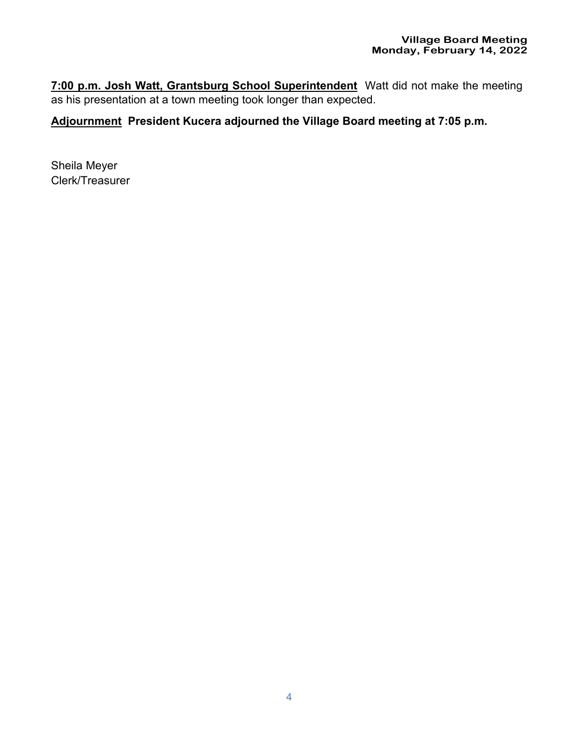**7:00 p.m. Josh Watt, Grantsburg School Superintendent** Watt did not make the meeting as his presentation at a town meeting took longer than expected.

**Adjournment President Kucera adjourned the Village Board meeting at 7:05 p.m.**

Sheila Meyer
Clerk/Treasurer